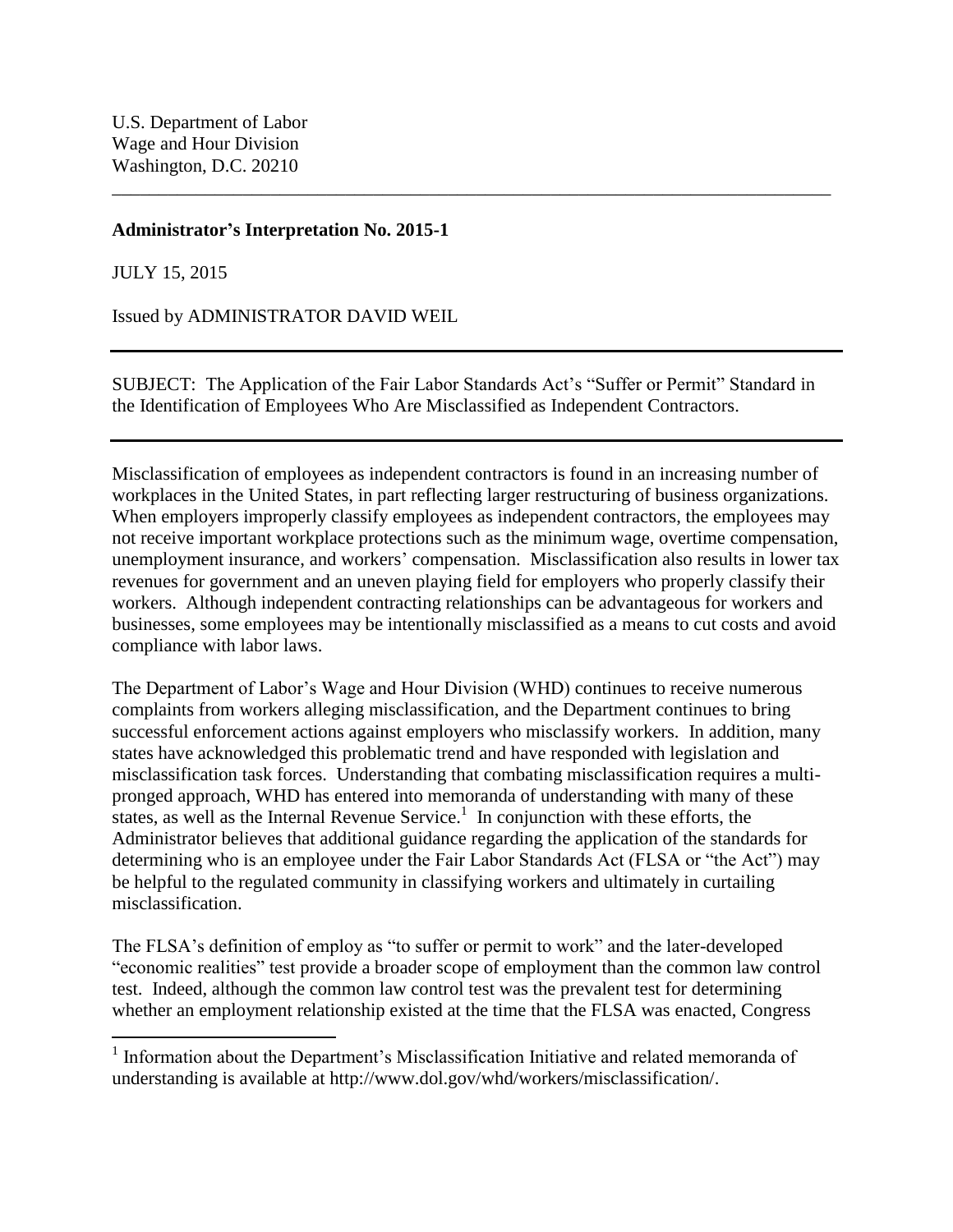U.S. Department of Labor
Wage and Hour Division
Washington, D.C. 20210

---

**Administrator's Interpretation No. 2015-1**

JULY 15, 2015

Issued by ADMINISTRATOR DAVID WEIL

---

SUBJECT: The Application of the Fair Labor Standards Act's "Suffer or Permit" Standard in the Identification of Employees Who Are Misclassified as Independent Contractors.

---

Misclassification of employees as independent contractors is found in an increasing number of workplaces in the United States, in part reflecting larger restructuring of business organizations. When employers improperly classify employees as independent contractors, the employees may not receive important workplace protections such as the minimum wage, overtime compensation, unemployment insurance, and workers' compensation. Misclassification also results in lower tax revenues for government and an uneven playing field for employers who properly classify their workers. Although independent contracting relationships can be advantageous for workers and businesses, some employees may be intentionally misclassified as a means to cut costs and avoid compliance with labor laws.

The Department of Labor's Wage and Hour Division (WHD) continues to receive numerous complaints from workers alleging misclassification, and the Department continues to bring successful enforcement actions against employers who misclassify workers. In addition, many states have acknowledged this problematic trend and have responded with legislation and misclassification task forces. Understanding that combating misclassification requires a multi-pronged approach, WHD has entered into memoranda of understanding with many of these states, as well as the Internal Revenue Service.[1] In conjunction with these efforts, the Administrator believes that additional guidance regarding the application of the standards for determining who is an employee under the Fair Labor Standards Act (FLSA or "the Act") may be helpful to the regulated community in classifying workers and ultimately in curtailing misclassification.

The FLSA's definition of employ as "to suffer or permit to work" and the later-developed "economic realities" test provide a broader scope of employment than the common law control test. Indeed, although the common law control test was the prevalent test for determining whether an employment relationship existed at the time that the FLSA was enacted, Congress

[1] Information about the Department's Misclassification Initiative and related memoranda of understanding is available at http://www.dol.gov/whd/workers/misclassification/.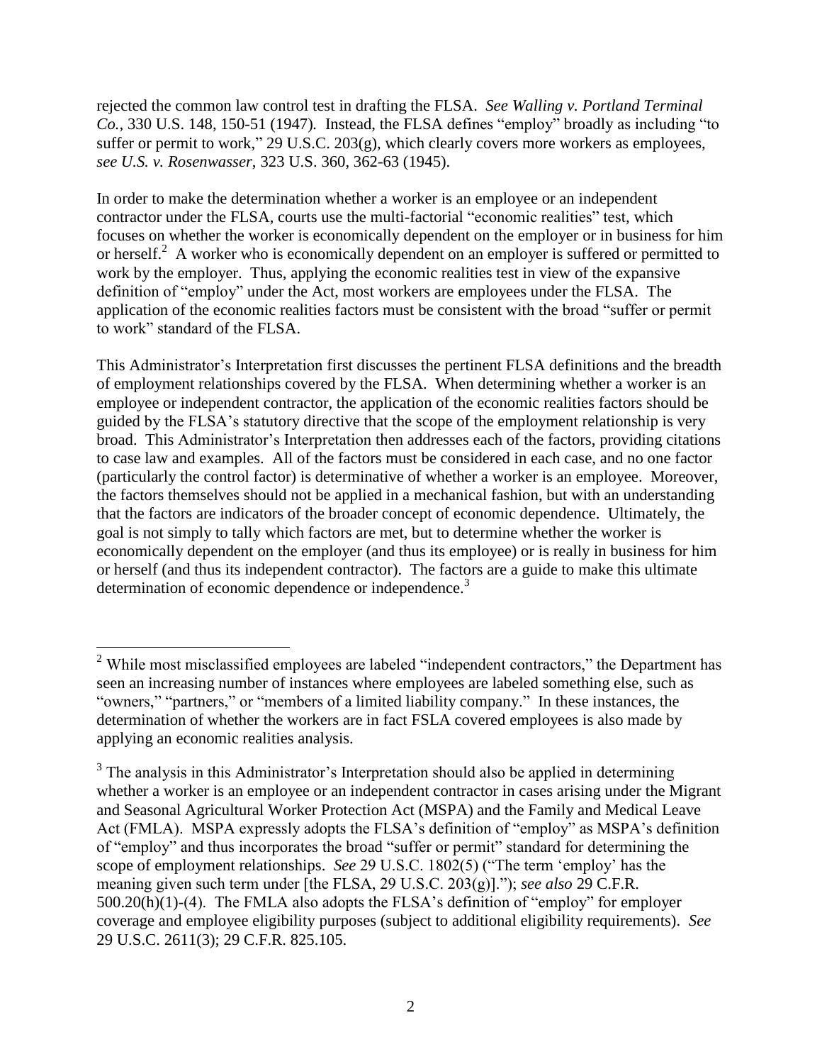rejected the common law control test in drafting the FLSA. *See Walling v. Portland Terminal Co.*, 330 U.S. 148, 150-51 (1947). Instead, the FLSA defines "employ" broadly as including "to suffer or permit to work," 29 U.S.C. 203(g), which clearly covers more workers as employees, *see U.S. v. Rosenwasser*, 323 U.S. 360, 362-63 (1945).

In order to make the determination whether a worker is an employee or an independent contractor under the FLSA, courts use the multi-factorial "economic realities" test, which focuses on whether the worker is economically dependent on the employer or in business for him or herself.[2] A worker who is economically dependent on an employer is suffered or permitted to work by the employer. Thus, applying the economic realities test in view of the expansive definition of "employ" under the Act, most workers are employees under the FLSA. The application of the economic realities factors must be consistent with the broad "suffer or permit to work" standard of the FLSA.

This Administrator's Interpretation first discusses the pertinent FLSA definitions and the breadth of employment relationships covered by the FLSA. When determining whether a worker is an employee or independent contractor, the application of the economic realities factors should be guided by the FLSA's statutory directive that the scope of the employment relationship is very broad. This Administrator's Interpretation then addresses each of the factors, providing citations to case law and examples. All of the factors must be considered in each case, and no one factor (particularly the control factor) is determinative of whether a worker is an employee. Moreover, the factors themselves should not be applied in a mechanical fashion, but with an understanding that the factors are indicators of the broader concept of economic dependence. Ultimately, the goal is not simply to tally which factors are met, but to determine whether the worker is economically dependent on the employer (and thus its employee) or is really in business for him or herself (and thus its independent contractor). The factors are a guide to make this ultimate determination of economic dependence or independence.[3]

---

[2] While most misclassified employees are labeled "independent contractors," the Department has seen an increasing number of instances where employees are labeled something else, such as "owners," "partners," or "members of a limited liability company." In these instances, the determination of whether the workers are in fact FSLA covered employees is also made by applying an economic realities analysis.

[3] The analysis in this Administrator's Interpretation should also be applied in determining whether a worker is an employee or an independent contractor in cases arising under the Migrant and Seasonal Agricultural Worker Protection Act (MSPA) and the Family and Medical Leave Act (FMLA). MSPA expressly adopts the FLSA's definition of "employ" as MSPA's definition of "employ" and thus incorporates the broad "suffer or permit" standard for determining the scope of employment relationships. *See* 29 U.S.C. 1802(5) ("The term 'employ' has the meaning given such term under [the FLSA, 29 U.S.C. 203(g)]."); *see also* 29 C.F.R. 500.20(h)(1)-(4). The FMLA also adopts the FLSA's definition of "employ" for employer coverage and employee eligibility purposes (subject to additional eligibility requirements). *See* 29 U.S.C. 2611(3); 29 C.F.R. 825.105.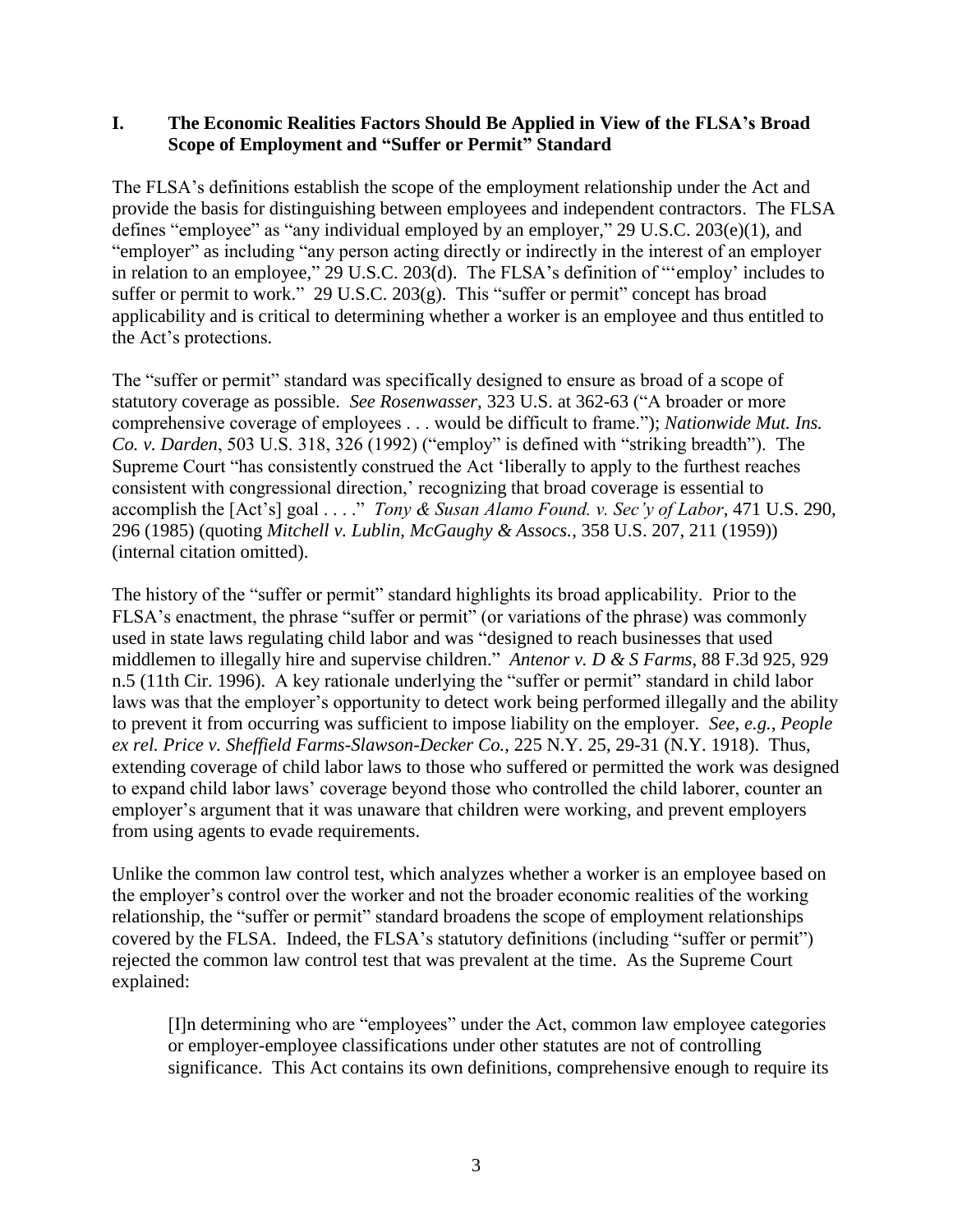## I. The Economic Realities Factors Should Be Applied in View of the FLSA's Broad Scope of Employment and "Suffer or Permit" Standard

The FLSA's definitions establish the scope of the employment relationship under the Act and provide the basis for distinguishing between employees and independent contractors. The FLSA defines "employee" as "any individual employed by an employer," 29 U.S.C. 203(e)(1), and "employer" as including "any person acting directly or indirectly in the interest of an employer in relation to an employee," 29 U.S.C. 203(d). The FLSA's definition of "'employ' includes to suffer or permit to work." 29 U.S.C. 203(g). This "suffer or permit" concept has broad applicability and is critical to determining whether a worker is an employee and thus entitled to the Act's protections.

The "suffer or permit" standard was specifically designed to ensure as broad of a scope of statutory coverage as possible. *See Rosenwasser*, 323 U.S. at 362-63 ("A broader or more comprehensive coverage of employees . . . would be difficult to frame."); *Nationwide Mut. Ins. Co. v. Darden*, 503 U.S. 318, 326 (1992) ("employ" is defined with "striking breadth"). The Supreme Court "has consistently construed the Act 'liberally to apply to the furthest reaches consistent with congressional direction,' recognizing that broad coverage is essential to accomplish the [Act's] goal . . . ." *Tony & Susan Alamo Found. v. Sec'y of Labor*, 471 U.S. 290, 296 (1985) (quoting *Mitchell v. Lublin, McGaughy & Assocs.*, 358 U.S. 207, 211 (1959)) (internal citation omitted).

The history of the "suffer or permit" standard highlights its broad applicability. Prior to the FLSA's enactment, the phrase "suffer or permit" (or variations of the phrase) was commonly used in state laws regulating child labor and was "designed to reach businesses that used middlemen to illegally hire and supervise children." *Antenor v. D & S Farms*, 88 F.3d 925, 929 n.5 (11th Cir. 1996). A key rationale underlying the "suffer or permit" standard in child labor laws was that the employer's opportunity to detect work being performed illegally and the ability to prevent it from occurring was sufficient to impose liability on the employer. *See, e.g., People ex rel. Price v. Sheffield Farms-Slawson-Decker Co.*, 225 N.Y. 25, 29-31 (N.Y. 1918). Thus, extending coverage of child labor laws to those who suffered or permitted the work was designed to expand child labor laws' coverage beyond those who controlled the child laborer, counter an employer's argument that it was unaware that children were working, and prevent employers from using agents to evade requirements.

Unlike the common law control test, which analyzes whether a worker is an employee based on the employer's control over the worker and not the broader economic realities of the working relationship, the "suffer or permit" standard broadens the scope of employment relationships covered by the FLSA. Indeed, the FLSA's statutory definitions (including "suffer or permit") rejected the common law control test that was prevalent at the time. As the Supreme Court explained:

> [I]n determining who are "employees" under the Act, common law employee categories or employer-employee classifications under other statutes are not of controlling significance. This Act contains its own definitions, comprehensive enough to require its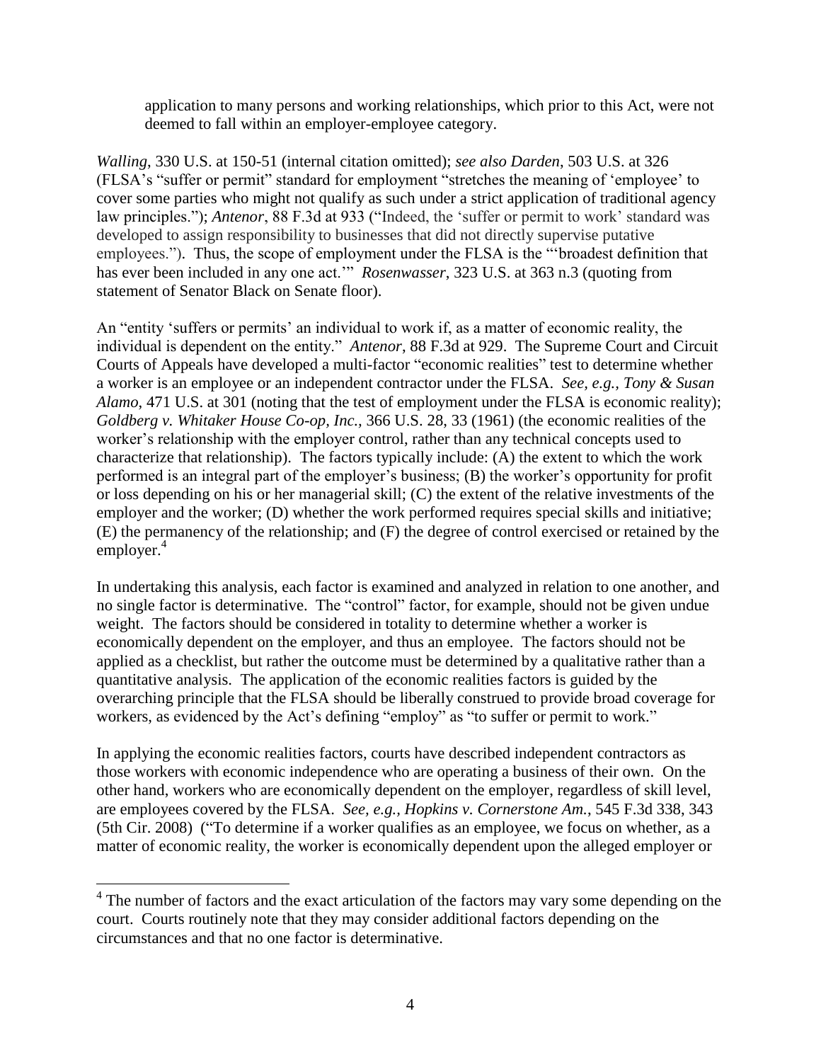> application to many persons and working relationships, which prior to this Act, were not deemed to fall within an employer-employee category.

*Walling*, 330 U.S. at 150-51 (internal citation omitted); *see also Darden*, 503 U.S. at 326 (FLSA's "suffer or permit" standard for employment "stretches the meaning of 'employee' to cover some parties who might not qualify as such under a strict application of traditional agency law principles."); *Antenor*, 88 F.3d at 933 ("Indeed, the 'suffer or permit to work' standard was developed to assign responsibility to businesses that did not directly supervise putative employees."). Thus, the scope of employment under the FLSA is the "'broadest definition that has ever been included in any one act.'" *Rosenwasser*, 323 U.S. at 363 n.3 (quoting from statement of Senator Black on Senate floor).

An "entity 'suffers or permits' an individual to work if, as a matter of economic reality, the individual is dependent on the entity." *Antenor*, 88 F.3d at 929. The Supreme Court and Circuit Courts of Appeals have developed a multi-factor "economic realities" test to determine whether a worker is an employee or an independent contractor under the FLSA. *See, e.g., Tony & Susan Alamo*, 471 U.S. at 301 (noting that the test of employment under the FLSA is economic reality); *Goldberg v. Whitaker House Co-op, Inc.*, 366 U.S. 28, 33 (1961) (the economic realities of the worker's relationship with the employer control, rather than any technical concepts used to characterize that relationship). The factors typically include: (A) the extent to which the work performed is an integral part of the employer's business; (B) the worker's opportunity for profit or loss depending on his or her managerial skill; (C) the extent of the relative investments of the employer and the worker; (D) whether the work performed requires special skills and initiative; (E) the permanency of the relationship; and (F) the degree of control exercised or retained by the employer.[4]

In undertaking this analysis, each factor is examined and analyzed in relation to one another, and no single factor is determinative. The "control" factor, for example, should not be given undue weight. The factors should be considered in totality to determine whether a worker is economically dependent on the employer, and thus an employee. The factors should not be applied as a checklist, but rather the outcome must be determined by a qualitative rather than a quantitative analysis. The application of the economic realities factors is guided by the overarching principle that the FLSA should be liberally construed to provide broad coverage for workers, as evidenced by the Act's defining "employ" as "to suffer or permit to work."

In applying the economic realities factors, courts have described independent contractors as those workers with economic independence who are operating a business of their own. On the other hand, workers who are economically dependent on the employer, regardless of skill level, are employees covered by the FLSA. *See, e.g., Hopkins v. Cornerstone Am.*, 545 F.3d 338, 343 (5th Cir. 2008) ("To determine if a worker qualifies as an employee, we focus on whether, as a matter of economic reality, the worker is economically dependent upon the alleged employer or

---

[4] The number of factors and the exact articulation of the factors may vary some depending on the court. Courts routinely note that they may consider additional factors depending on the circumstances and that no one factor is determinative.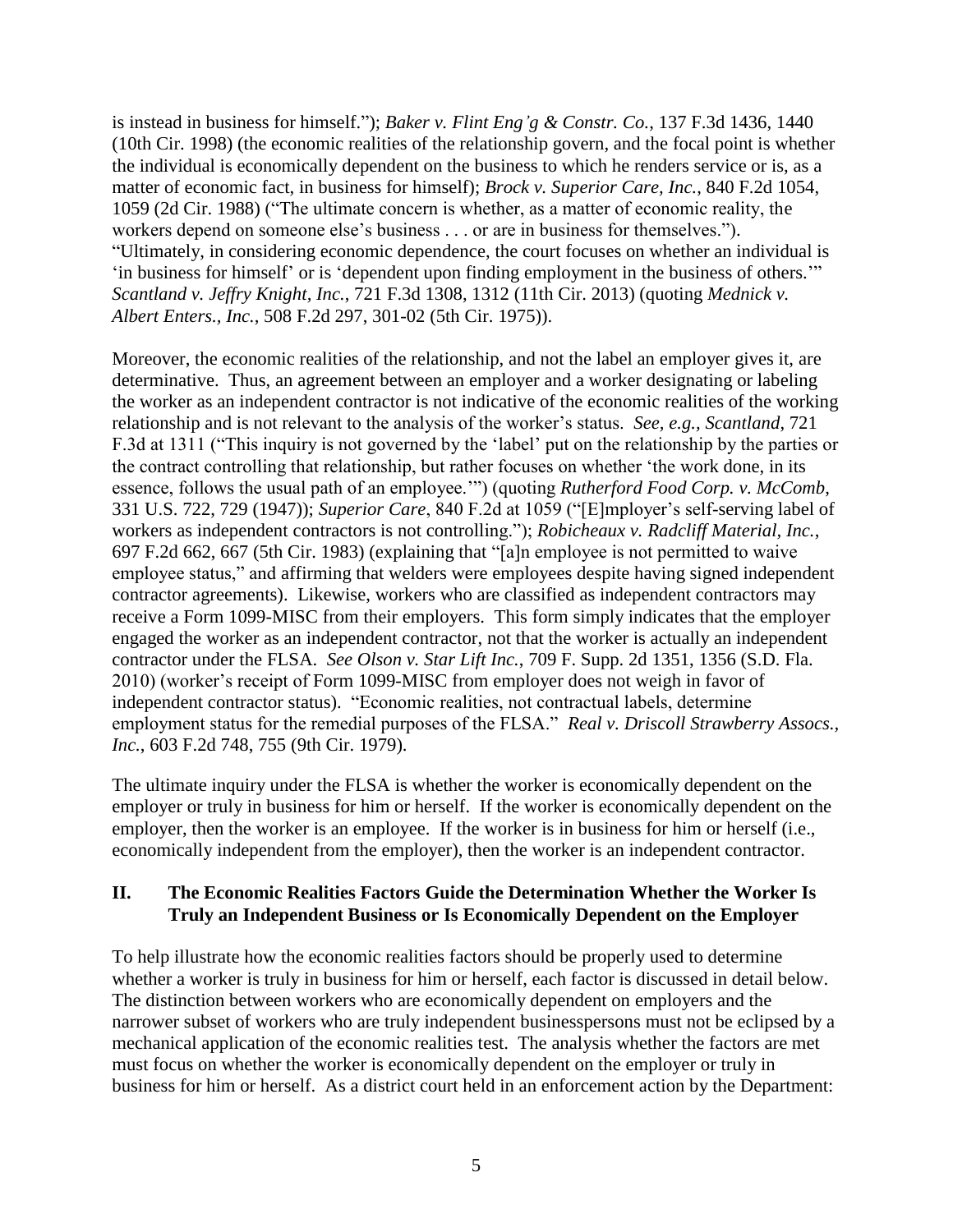is instead in business for himself."); *Baker v. Flint Eng'g & Constr. Co.*, 137 F.3d 1436, 1440 (10th Cir. 1998) (the economic realities of the relationship govern, and the focal point is whether the individual is economically dependent on the business to which he renders service or is, as a matter of economic fact, in business for himself); *Brock v. Superior Care, Inc.*, 840 F.2d 1054, 1059 (2d Cir. 1988) ("The ultimate concern is whether, as a matter of economic reality, the workers depend on someone else's business . . . or are in business for themselves."). "Ultimately, in considering economic dependence, the court focuses on whether an individual is 'in business for himself' or is 'dependent upon finding employment in the business of others.'" *Scantland v. Jeffry Knight, Inc.*, 721 F.3d 1308, 1312 (11th Cir. 2013) (quoting *Mednick v. Albert Enters., Inc.*, 508 F.2d 297, 301-02 (5th Cir. 1975)).

Moreover, the economic realities of the relationship, and not the label an employer gives it, are determinative. Thus, an agreement between an employer and a worker designating or labeling the worker as an independent contractor is not indicative of the economic realities of the working relationship and is not relevant to the analysis of the worker's status. *See, e.g., Scantland*, 721 F.3d at 1311 ("This inquiry is not governed by the 'label' put on the relationship by the parties or the contract controlling that relationship, but rather focuses on whether 'the work done, in its essence, follows the usual path of an employee.'") (quoting *Rutherford Food Corp. v. McComb*, 331 U.S. 722, 729 (1947)); *Superior Care*, 840 F.2d at 1059 ("[E]mployer's self-serving label of workers as independent contractors is not controlling."); *Robicheaux v. Radcliff Material, Inc.*, 697 F.2d 662, 667 (5th Cir. 1983) (explaining that "[a]n employee is not permitted to waive employee status," and affirming that welders were employees despite having signed independent contractor agreements). Likewise, workers who are classified as independent contractors may receive a Form 1099-MISC from their employers. This form simply indicates that the employer engaged the worker as an independent contractor, not that the worker is actually an independent contractor under the FLSA. *See Olson v. Star Lift Inc.*, 709 F. Supp. 2d 1351, 1356 (S.D. Fla. 2010) (worker's receipt of Form 1099-MISC from employer does not weigh in favor of independent contractor status). "Economic realities, not contractual labels, determine employment status for the remedial purposes of the FLSA." *Real v. Driscoll Strawberry Assocs., Inc.*, 603 F.2d 748, 755 (9th Cir. 1979).

The ultimate inquiry under the FLSA is whether the worker is economically dependent on the employer or truly in business for him or herself. If the worker is economically dependent on the employer, then the worker is an employee. If the worker is in business for him or herself (i.e., economically independent from the employer), then the worker is an independent contractor.

## II. The Economic Realities Factors Guide the Determination Whether the Worker Is Truly an Independent Business or Is Economically Dependent on the Employer

To help illustrate how the economic realities factors should be properly used to determine whether a worker is truly in business for him or herself, each factor is discussed in detail below. The distinction between workers who are economically dependent on employers and the narrower subset of workers who are truly independent businesspersons must not be eclipsed by a mechanical application of the economic realities test. The analysis whether the factors are met must focus on whether the worker is economically dependent on the employer or truly in business for him or herself. As a district court held in an enforcement action by the Department: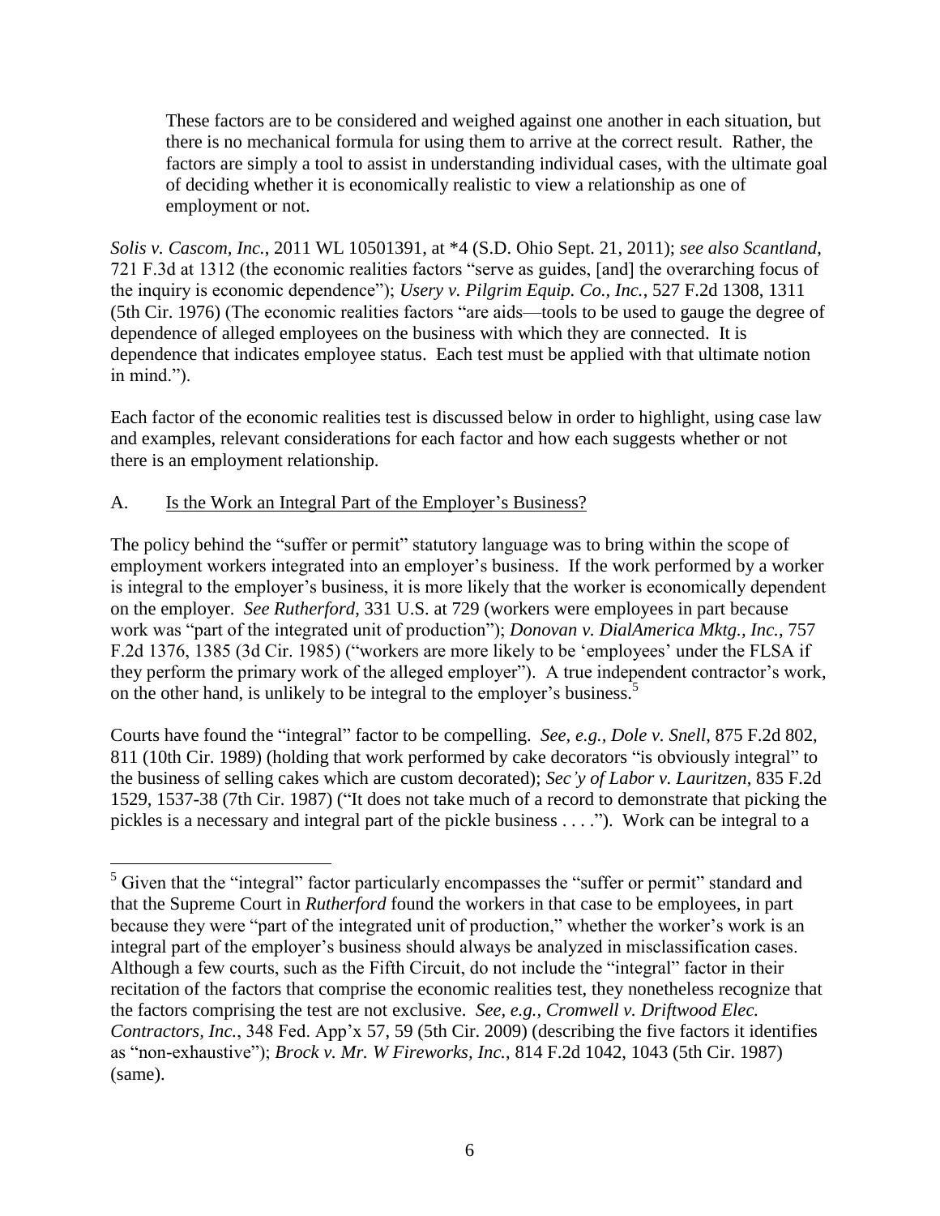> These factors are to be considered and weighed against one another in each situation, but there is no mechanical formula for using them to arrive at the correct result. Rather, the factors are simply a tool to assist in understanding individual cases, with the ultimate goal of deciding whether it is economically realistic to view a relationship as one of employment or not.

*Solis v. Cascom, Inc.*, 2011 WL 10501391, at *4 (S.D. Ohio Sept. 21, 2011); *see also Scantland*, 721 F.3d at 1312 (the economic realities factors "serve as guides, [and] the overarching focus of the inquiry is economic dependence"); *Usery v. Pilgrim Equip. Co., Inc.*, 527 F.2d 1308, 1311 (5th Cir. 1976) (The economic realities factors "are aids—tools to be used to gauge the degree of dependence of alleged employees on the business with which they are connected. It is dependence that indicates employee status. Each test must be applied with that ultimate notion in mind.").

Each factor of the economic realities test is discussed below in order to highlight, using case law and examples, relevant considerations for each factor and how each suggests whether or not there is an employment relationship.

A. Is the Work an Integral Part of the Employer's Business?

The policy behind the "suffer or permit" statutory language was to bring within the scope of employment workers integrated into an employer's business. If the work performed by a worker is integral to the employer's business, it is more likely that the worker is economically dependent on the employer. *See Rutherford*, 331 U.S. at 729 (workers were employees in part because work was "part of the integrated unit of production"); *Donovan v. DialAmerica Mktg., Inc.*, 757 F.2d 1376, 1385 (3d Cir. 1985) ("workers are more likely to be 'employees' under the FLSA if they perform the primary work of the alleged employer"). A true independent contractor's work, on the other hand, is unlikely to be integral to the employer's business.[5]

Courts have found the "integral" factor to be compelling. *See, e.g., Dole v. Snell*, 875 F.2d 802, 811 (10th Cir. 1989) (holding that work performed by cake decorators "is obviously integral" to the business of selling cakes which are custom decorated); *Sec'y of Labor v. Lauritzen*, 835 F.2d 1529, 1537-38 (7th Cir. 1987) ("It does not take much of a record to demonstrate that picking the pickles is a necessary and integral part of the pickle business . . . ."). Work can be integral to a

---

[5] Given that the "integral" factor particularly encompasses the "suffer or permit" standard and that the Supreme Court in *Rutherford* found the workers in that case to be employees, in part because they were "part of the integrated unit of production," whether the worker's work is an integral part of the employer's business should always be analyzed in misclassification cases. Although a few courts, such as the Fifth Circuit, do not include the "integral" factor in their recitation of the factors that comprise the economic realities test, they nonetheless recognize that the factors comprising the test are not exclusive. *See, e.g., Cromwell v. Driftwood Elec. Contractors, Inc.*, 348 Fed. App'x 57, 59 (5th Cir. 2009) (describing the five factors it identifies as "non-exhaustive"); *Brock v. Mr. W Fireworks, Inc.*, 814 F.2d 1042, 1043 (5th Cir. 1987) (same).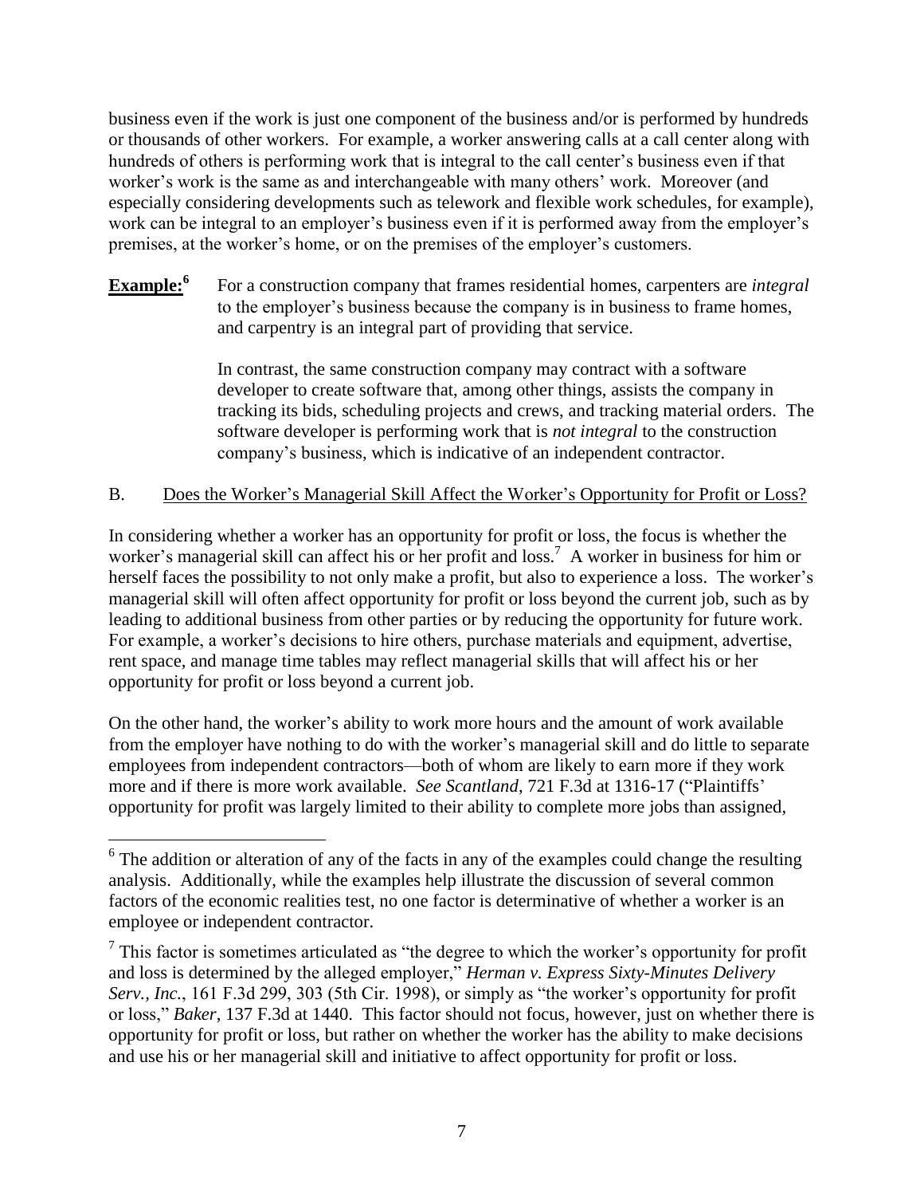business even if the work is just one component of the business and/or is performed by hundreds or thousands of other workers. For example, a worker answering calls at a call center along with hundreds of others is performing work that is integral to the call center's business even if that worker's work is the same as and interchangeable with many others' work. Moreover (and especially considering developments such as telework and flexible work schedules, for example), work can be integral to an employer's business even if it is performed away from the employer's premises, at the worker's home, or on the premises of the employer's customers.

**Example:**[6] For a construction company that frames residential homes, carpenters are *integral* to the employer's business because the company is in business to frame homes, and carpentry is an integral part of providing that service.

In contrast, the same construction company may contract with a software developer to create software that, among other things, assists the company in tracking its bids, scheduling projects and crews, and tracking material orders. The software developer is performing work that is *not integral* to the construction company's business, which is indicative of an independent contractor.

## B. Does the Worker's Managerial Skill Affect the Worker's Opportunity for Profit or Loss?

In considering whether a worker has an opportunity for profit or loss, the focus is whether the worker's managerial skill can affect his or her profit and loss.[7] A worker in business for him or herself faces the possibility to not only make a profit, but also to experience a loss. The worker's managerial skill will often affect opportunity for profit or loss beyond the current job, such as by leading to additional business from other parties or by reducing the opportunity for future work. For example, a worker's decisions to hire others, purchase materials and equipment, advertise, rent space, and manage time tables may reflect managerial skills that will affect his or her opportunity for profit or loss beyond a current job.

On the other hand, the worker's ability to work more hours and the amount of work available from the employer have nothing to do with the worker's managerial skill and do little to separate employees from independent contractors—both of whom are likely to earn more if they work more and if there is more work available. *See Scantland*, 721 F.3d at 1316-17 ("Plaintiffs' opportunity for profit was largely limited to their ability to complete more jobs than assigned,

---

[6] The addition or alteration of any of the facts in any of the examples could change the resulting analysis. Additionally, while the examples help illustrate the discussion of several common factors of the economic realities test, no one factor is determinative of whether a worker is an employee or independent contractor.

[7] This factor is sometimes articulated as "the degree to which the worker's opportunity for profit and loss is determined by the alleged employer," *Herman v. Express Sixty-Minutes Delivery Serv., Inc.*, 161 F.3d 299, 303 (5th Cir. 1998), or simply as "the worker's opportunity for profit or loss," *Baker*, 137 F.3d at 1440. This factor should not focus, however, just on whether there is opportunity for profit or loss, but rather on whether the worker has the ability to make decisions and use his or her managerial skill and initiative to affect opportunity for profit or loss.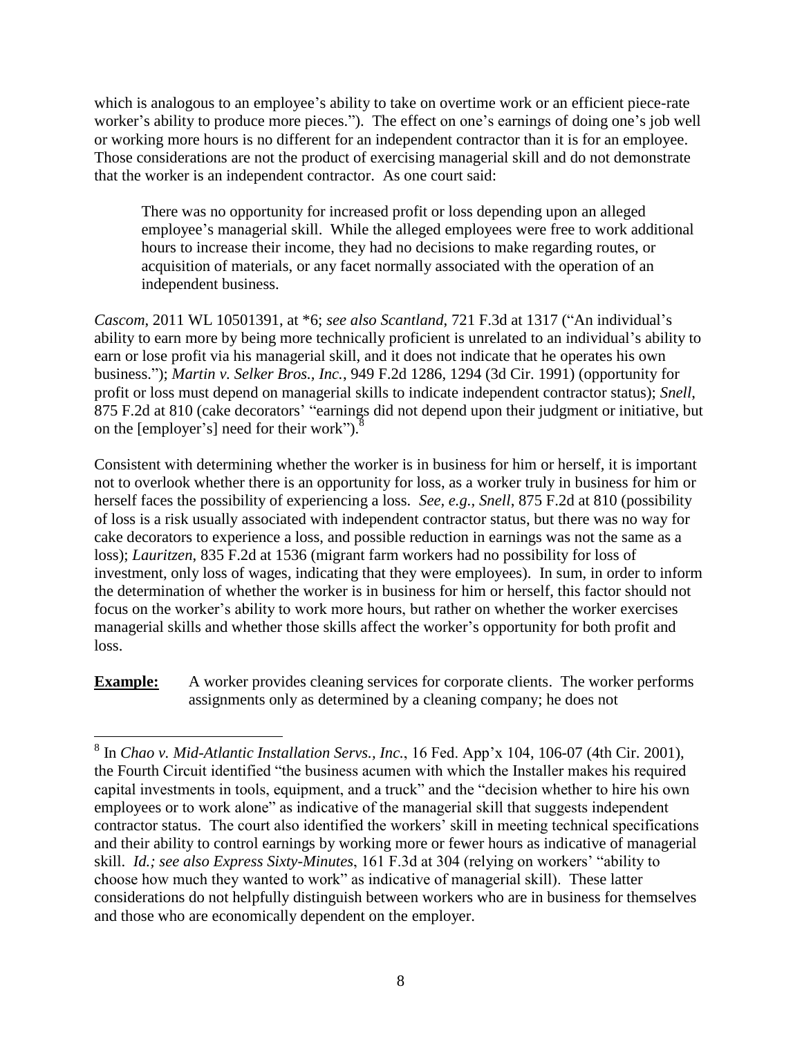which is analogous to an employee's ability to take on overtime work or an efficient piece-rate worker's ability to produce more pieces."). The effect on one's earnings of doing one's job well or working more hours is no different for an independent contractor than it is for an employee. Those considerations are not the product of exercising managerial skill and do not demonstrate that the worker is an independent contractor. As one court said:

> There was no opportunity for increased profit or loss depending upon an alleged employee's managerial skill. While the alleged employees were free to work additional hours to increase their income, they had no decisions to make regarding routes, or acquisition of materials, or any facet normally associated with the operation of an independent business.

*Cascom*, 2011 WL 10501391, at *6; *see also Scantland*, 721 F.3d at 1317 ("An individual's ability to earn more by being more technically proficient is unrelated to an individual's ability to earn or lose profit via his managerial skill, and it does not indicate that he operates his own business."); *Martin v. Selker Bros., Inc.*, 949 F.2d 1286, 1294 (3d Cir. 1991) (opportunity for profit or loss must depend on managerial skills to indicate independent contractor status); *Snell*, 875 F.2d at 810 (cake decorators' "earnings did not depend upon their judgment or initiative, but on the [employer's] need for their work").[8]

Consistent with determining whether the worker is in business for him or herself, it is important not to overlook whether there is an opportunity for loss, as a worker truly in business for him or herself faces the possibility of experiencing a loss. *See, e.g., Snell*, 875 F.2d at 810 (possibility of loss is a risk usually associated with independent contractor status, but there was no way for cake decorators to experience a loss, and possible reduction in earnings was not the same as a loss); *Lauritzen*, 835 F.2d at 1536 (migrant farm workers had no possibility for loss of investment, only loss of wages, indicating that they were employees). In sum, in order to inform the determination of whether the worker is in business for him or herself, this factor should not focus on the worker's ability to work more hours, but rather on whether the worker exercises managerial skills and whether those skills affect the worker's opportunity for both profit and loss.

**Example:** A worker provides cleaning services for corporate clients. The worker performs assignments only as determined by a cleaning company; he does not

---

[8] In *Chao v. Mid-Atlantic Installation Servs., Inc.*, 16 Fed. App'x 104, 106-07 (4th Cir. 2001), the Fourth Circuit identified "the business acumen with which the Installer makes his required capital investments in tools, equipment, and a truck" and the "decision whether to hire his own employees or to work alone" as indicative of the managerial skill that suggests independent contractor status. The court also identified the workers' skill in meeting technical specifications and their ability to control earnings by working more or fewer hours as indicative of managerial skill. *Id.; see also Express Sixty-Minutes*, 161 F.3d at 304 (relying on workers' "ability to choose how much they wanted to work" as indicative of managerial skill). These latter considerations do not helpfully distinguish between workers who are in business for themselves and those who are economically dependent on the employer.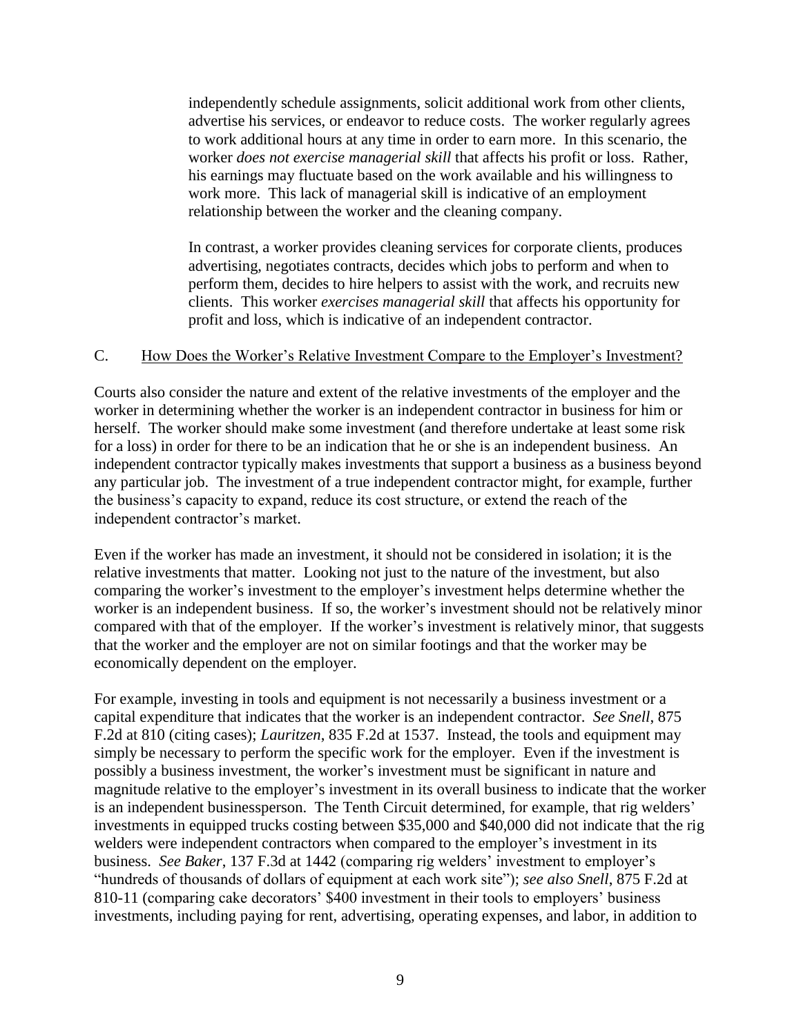> independently schedule assignments, solicit additional work from other clients, advertise his services, or endeavor to reduce costs. The worker regularly agrees to work additional hours at any time in order to earn more. In this scenario, the worker *does not exercise managerial skill* that affects his profit or loss. Rather, his earnings may fluctuate based on the work available and his willingness to work more. This lack of managerial skill is indicative of an employment relationship between the worker and the cleaning company.
>
> In contrast, a worker provides cleaning services for corporate clients, produces advertising, negotiates contracts, decides which jobs to perform and when to perform them, decides to hire helpers to assist with the work, and recruits new clients. This worker *exercises managerial skill* that affects his opportunity for profit and loss, which is indicative of an independent contractor.

C. How Does the Worker's Relative Investment Compare to the Employer's Investment?

Courts also consider the nature and extent of the relative investments of the employer and the worker in determining whether the worker is an independent contractor in business for him or herself. The worker should make some investment (and therefore undertake at least some risk for a loss) in order for there to be an indication that he or she is an independent business. An independent contractor typically makes investments that support a business as a business beyond any particular job. The investment of a true independent contractor might, for example, further the business's capacity to expand, reduce its cost structure, or extend the reach of the independent contractor's market.

Even if the worker has made an investment, it should not be considered in isolation; it is the relative investments that matter. Looking not just to the nature of the investment, but also comparing the worker's investment to the employer's investment helps determine whether the worker is an independent business. If so, the worker's investment should not be relatively minor compared with that of the employer. If the worker's investment is relatively minor, that suggests that the worker and the employer are not on similar footings and that the worker may be economically dependent on the employer.

For example, investing in tools and equipment is not necessarily a business investment or a capital expenditure that indicates that the worker is an independent contractor. *See Snell*, 875 F.2d at 810 (citing cases); *Lauritzen*, 835 F.2d at 1537. Instead, the tools and equipment may simply be necessary to perform the specific work for the employer. Even if the investment is possibly a business investment, the worker's investment must be significant in nature and magnitude relative to the employer's investment in its overall business to indicate that the worker is an independent businessperson. The Tenth Circuit determined, for example, that rig welders' investments in equipped trucks costing between $35,000 and $40,000 did not indicate that the rig welders were independent contractors when compared to the employer's investment in its business. *See Baker*, 137 F.3d at 1442 (comparing rig welders' investment to employer's "hundreds of thousands of dollars of equipment at each work site"); *see also Snell*, 875 F.2d at 810-11 (comparing cake decorators' $400 investment in their tools to employers' business investments, including paying for rent, advertising, operating expenses, and labor, in addition to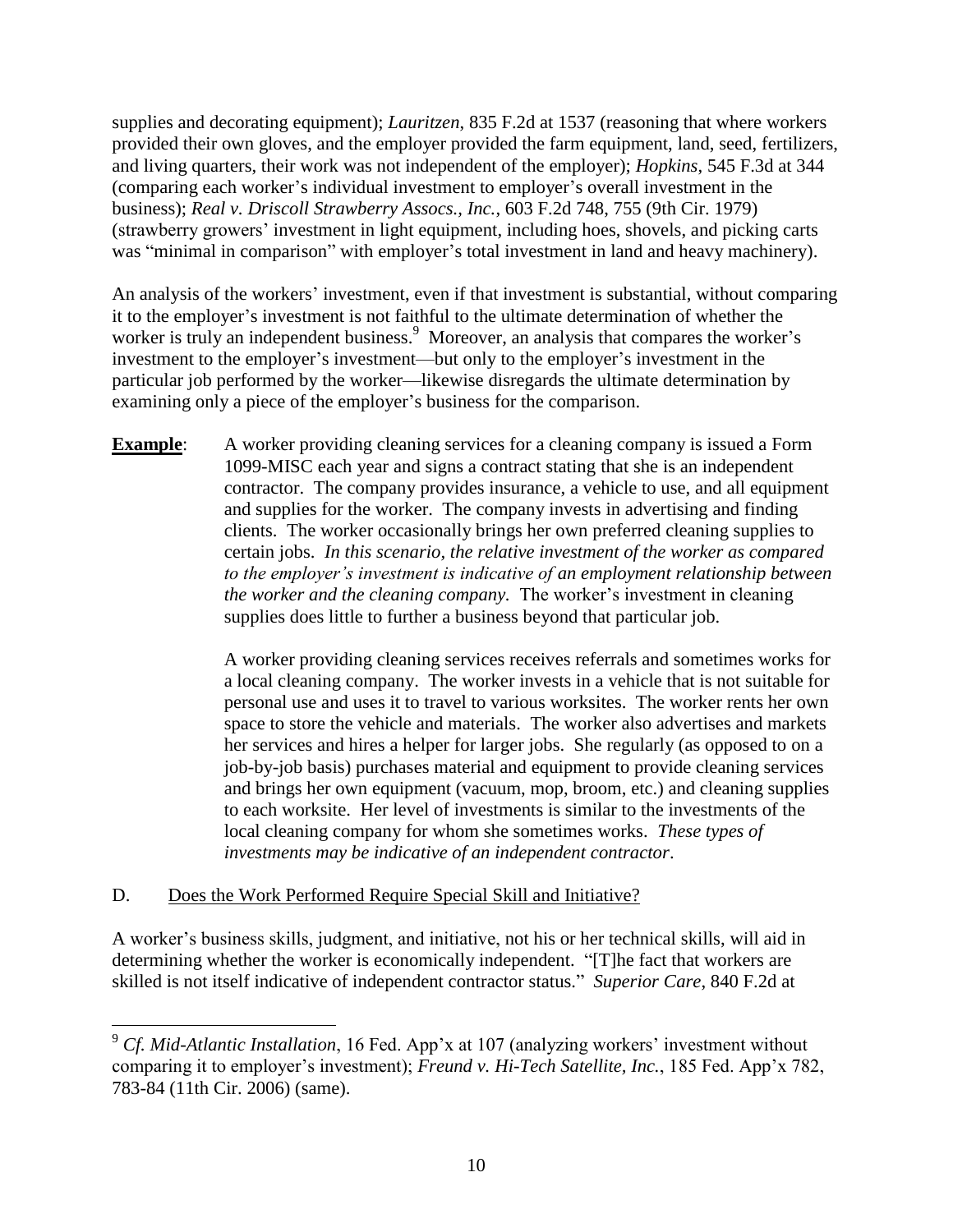supplies and decorating equipment); *Lauritzen*, 835 F.2d at 1537 (reasoning that where workers provided their own gloves, and the employer provided the farm equipment, land, seed, fertilizers, and living quarters, their work was not independent of the employer); *Hopkins*, 545 F.3d at 344 (comparing each worker's individual investment to employer's overall investment in the business); *Real v. Driscoll Strawberry Assocs., Inc.*, 603 F.2d 748, 755 (9th Cir. 1979) (strawberry growers' investment in light equipment, including hoes, shovels, and picking carts was "minimal in comparison" with employer's total investment in land and heavy machinery).

An analysis of the workers' investment, even if that investment is substantial, without comparing it to the employer's investment is not faithful to the ultimate determination of whether the worker is truly an independent business.[9] Moreover, an analysis that compares the worker's investment to the employer's investment—but only to the employer's investment in the particular job performed by the worker—likewise disregards the ultimate determination by examining only a piece of the employer's business for the comparison.

**Example**: A worker providing cleaning services for a cleaning company is issued a Form 1099-MISC each year and signs a contract stating that she is an independent contractor. The company provides insurance, a vehicle to use, and all equipment and supplies for the worker. The company invests in advertising and finding clients. The worker occasionally brings her own preferred cleaning supplies to certain jobs. *In this scenario, the relative investment of the worker as compared to the employer's investment is indicative of an employment relationship between the worker and the cleaning company.* The worker's investment in cleaning supplies does little to further a business beyond that particular job.

A worker providing cleaning services receives referrals and sometimes works for a local cleaning company. The worker invests in a vehicle that is not suitable for personal use and uses it to travel to various worksites. The worker rents her own space to store the vehicle and materials. The worker also advertises and markets her services and hires a helper for larger jobs. She regularly (as opposed to on a job-by-job basis) purchases material and equipment to provide cleaning services and brings her own equipment (vacuum, mop, broom, etc.) and cleaning supplies to each worksite. Her level of investments is similar to the investments of the local cleaning company for whom she sometimes works. *These types of investments may be indicative of an independent contractor*.

## D. Does the Work Performed Require Special Skill and Initiative?

A worker's business skills, judgment, and initiative, not his or her technical skills, will aid in determining whether the worker is economically independent. "[T]he fact that workers are skilled is not itself indicative of independent contractor status." *Superior Care*, 840 F.2d at

---

[9] *Cf. Mid-Atlantic Installation*, 16 Fed. App'x at 107 (analyzing workers' investment without comparing it to employer's investment); *Freund v. Hi-Tech Satellite, Inc.*, 185 Fed. App'x 782, 783-84 (11th Cir. 2006) (same).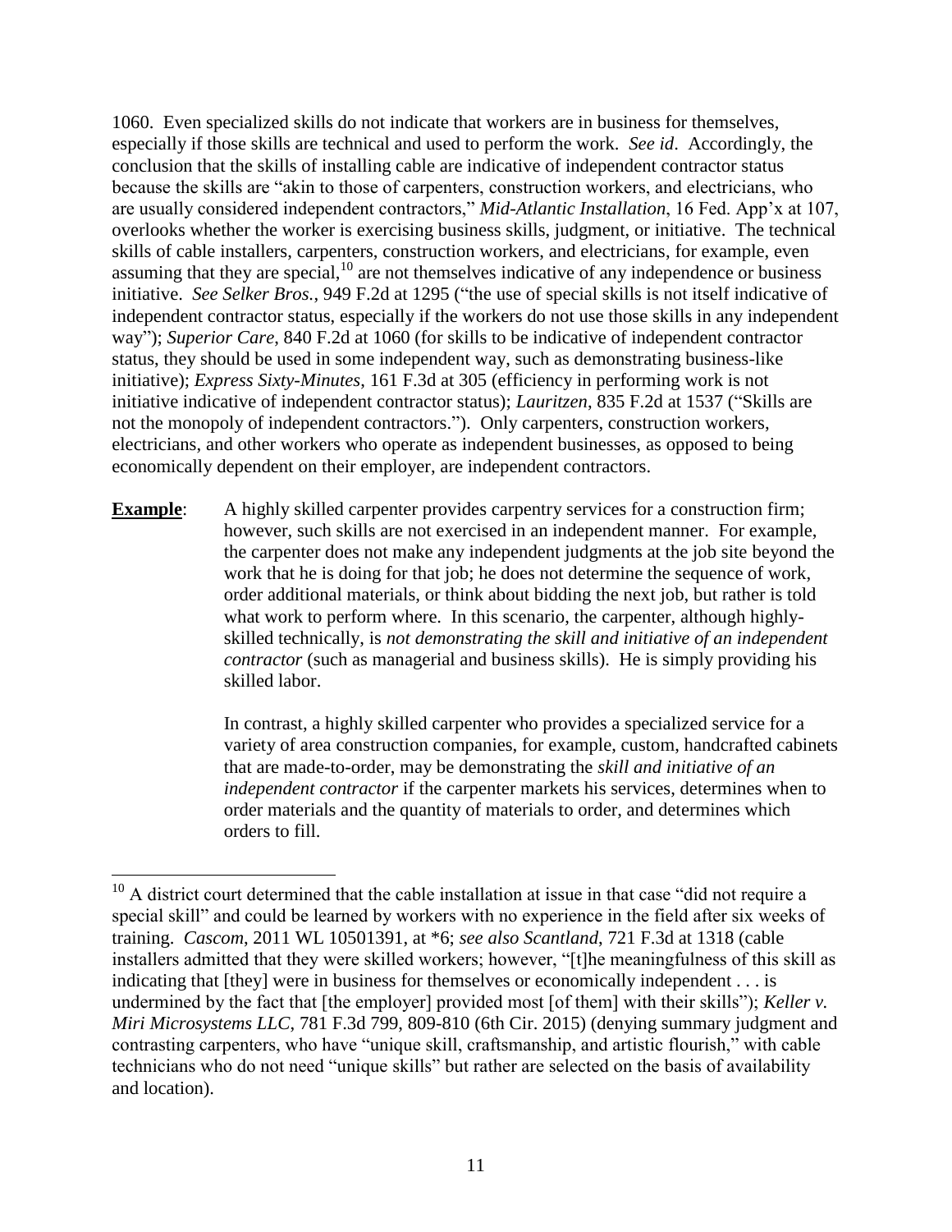1060. Even specialized skills do not indicate that workers are in business for themselves, especially if those skills are technical and used to perform the work. *See id*. Accordingly, the conclusion that the skills of installing cable are indicative of independent contractor status because the skills are "akin to those of carpenters, construction workers, and electricians, who are usually considered independent contractors," *Mid-Atlantic Installation*, 16 Fed. App'x at 107, overlooks whether the worker is exercising business skills, judgment, or initiative. The technical skills of cable installers, carpenters, construction workers, and electricians, for example, even assuming that they are special,[10] are not themselves indicative of any independence or business initiative. *See Selker Bros.*, 949 F.2d at 1295 ("the use of special skills is not itself indicative of independent contractor status, especially if the workers do not use those skills in any independent way"); *Superior Care*, 840 F.2d at 1060 (for skills to be indicative of independent contractor status, they should be used in some independent way, such as demonstrating business-like initiative); *Express Sixty-Minutes*, 161 F.3d at 305 (efficiency in performing work is not initiative indicative of independent contractor status); *Lauritzen*, 835 F.2d at 1537 ("Skills are not the monopoly of independent contractors."). Only carpenters, construction workers, electricians, and other workers who operate as independent businesses, as opposed to being economically dependent on their employer, are independent contractors.

**Example**: A highly skilled carpenter provides carpentry services for a construction firm; however, such skills are not exercised in an independent manner. For example, the carpenter does not make any independent judgments at the job site beyond the work that he is doing for that job; he does not determine the sequence of work, order additional materials, or think about bidding the next job, but rather is told what work to perform where. In this scenario, the carpenter, although highly-skilled technically, is *not demonstrating the skill and initiative of an independent contractor* (such as managerial and business skills). He is simply providing his skilled labor.

In contrast, a highly skilled carpenter who provides a specialized service for a variety of area construction companies, for example, custom, handcrafted cabinets that are made-to-order, may be demonstrating the *skill and initiative of an independent contractor* if the carpenter markets his services, determines when to order materials and the quantity of materials to order, and determines which orders to fill.

---

[10] A district court determined that the cable installation at issue in that case "did not require a special skill" and could be learned by workers with no experience in the field after six weeks of training. *Cascom*, 2011 WL 10501391, at *6; *see also Scantland*, 721 F.3d at 1318 (cable installers admitted that they were skilled workers; however, "[t]he meaningfulness of this skill as indicating that [they] were in business for themselves or economically independent . . . is undermined by the fact that [the employer] provided most [of them] with their skills"); *Keller v. Miri Microsystems LLC*, 781 F.3d 799, 809-810 (6th Cir. 2015) (denying summary judgment and contrasting carpenters, who have "unique skill, craftsmanship, and artistic flourish," with cable technicians who do not need "unique skills" but rather are selected on the basis of availability and location).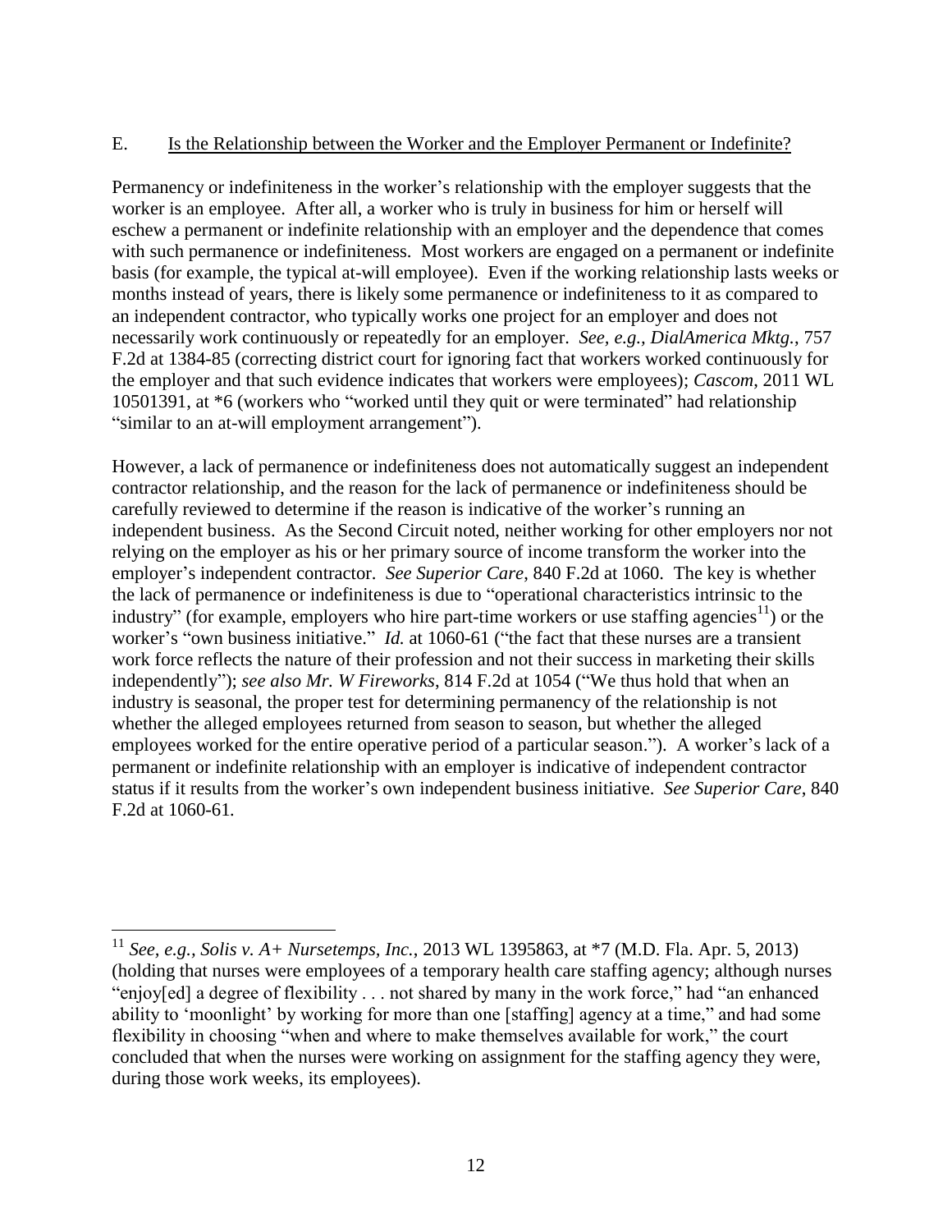### E. Is the Relationship between the Worker and the Employer Permanent or Indefinite?

Permanency or indefiniteness in the worker's relationship with the employer suggests that the worker is an employee. After all, a worker who is truly in business for him or herself will eschew a permanent or indefinite relationship with an employer and the dependence that comes with such permanence or indefiniteness. Most workers are engaged on a permanent or indefinite basis (for example, the typical at-will employee). Even if the working relationship lasts weeks or months instead of years, there is likely some permanence or indefiniteness to it as compared to an independent contractor, who typically works one project for an employer and does not necessarily work continuously or repeatedly for an employer. *See, e.g.*, *DialAmerica Mktg.*, 757 F.2d at 1384-85 (correcting district court for ignoring fact that workers worked continuously for the employer and that such evidence indicates that workers were employees); *Cascom*, 2011 WL 10501391, at *6 (workers who "worked until they quit or were terminated" had relationship "similar to an at-will employment arrangement").

However, a lack of permanence or indefiniteness does not automatically suggest an independent contractor relationship, and the reason for the lack of permanence or indefiniteness should be carefully reviewed to determine if the reason is indicative of the worker's running an independent business. As the Second Circuit noted, neither working for other employers nor not relying on the employer as his or her primary source of income transform the worker into the employer's independent contractor. *See Superior Care*, 840 F.2d at 1060. The key is whether the lack of permanence or indefiniteness is due to "operational characteristics intrinsic to the industry" (for example, employers who hire part-time workers or use staffing agencies[11]) or the worker's "own business initiative." *Id.* at 1060-61 ("the fact that these nurses are a transient work force reflects the nature of their profession and not their success in marketing their skills independently"); *see also Mr. W Fireworks*, 814 F.2d at 1054 ("We thus hold that when an industry is seasonal, the proper test for determining permanency of the relationship is not whether the alleged employees returned from season to season, but whether the alleged employees worked for the entire operative period of a particular season."). A worker's lack of a permanent or indefinite relationship with an employer is indicative of independent contractor status if it results from the worker's own independent business initiative. *See Superior Care*, 840 F.2d at 1060-61.

---

[11] *See, e.g.*, *Solis v. A+ Nursetemps, Inc.*, 2013 WL 1395863, at *7 (M.D. Fla. Apr. 5, 2013) (holding that nurses were employees of a temporary health care staffing agency; although nurses "enjoy[ed] a degree of flexibility . . . not shared by many in the work force," had "an enhanced ability to 'moonlight' by working for more than one [staffing] agency at a time," and had some flexibility in choosing "when and where to make themselves available for work," the court concluded that when the nurses were working on assignment for the staffing agency they were, during those work weeks, its employees).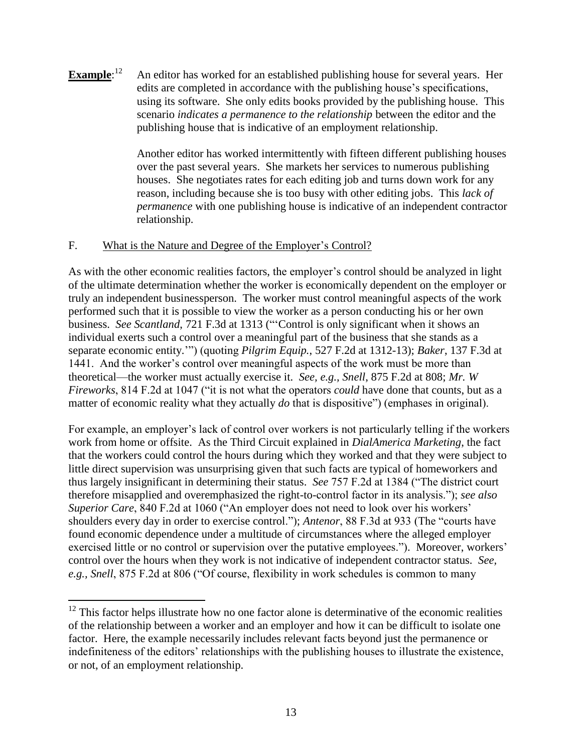**Example**:[12] An editor has worked for an established publishing house for several years. Her edits are completed in accordance with the publishing house's specifications, using its software. She only edits books provided by the publishing house. This scenario *indicates a permanence to the relationship* between the editor and the publishing house that is indicative of an employment relationship.

Another editor has worked intermittently with fifteen different publishing houses over the past several years. She markets her services to numerous publishing houses. She negotiates rates for each editing job and turns down work for any reason, including because she is too busy with other editing jobs. This *lack of permanence* with one publishing house is indicative of an independent contractor relationship.

## F. What is the Nature and Degree of the Employer's Control?

As with the other economic realities factors, the employer's control should be analyzed in light of the ultimate determination whether the worker is economically dependent on the employer or truly an independent businessperson. The worker must control meaningful aspects of the work performed such that it is possible to view the worker as a person conducting his or her own business. *See Scantland*, 721 F.3d at 1313 ("'Control is only significant when it shows an individual exerts such a control over a meaningful part of the business that she stands as a separate economic entity.'") (quoting *Pilgrim Equip.*, 527 F.2d at 1312-13); *Baker*, 137 F.3d at 1441. And the worker's control over meaningful aspects of the work must be more than theoretical—the worker must actually exercise it. *See, e.g., Snell*, 875 F.2d at 808; *Mr. W Fireworks*, 814 F.2d at 1047 ("it is not what the operators *could* have done that counts, but as a matter of economic reality what they actually *do* that is dispositive") (emphases in original).

For example, an employer's lack of control over workers is not particularly telling if the workers work from home or offsite. As the Third Circuit explained in *DialAmerica Marketing*, the fact that the workers could control the hours during which they worked and that they were subject to little direct supervision was unsurprising given that such facts are typical of homeworkers and thus largely insignificant in determining their status. *See* 757 F.2d at 1384 ("The district court therefore misapplied and overemphasized the right-to-control factor in its analysis."); *see also Superior Care*, 840 F.2d at 1060 ("An employer does not need to look over his workers' shoulders every day in order to exercise control."); *Antenor*, 88 F.3d at 933 (The "courts have found economic dependence under a multitude of circumstances where the alleged employer exercised little or no control or supervision over the putative employees."). Moreover, workers' control over the hours when they work is not indicative of independent contractor status. *See, e.g., Snell*, 875 F.2d at 806 ("Of course, flexibility in work schedules is common to many

---

[12] This factor helps illustrate how no one factor alone is determinative of the economic realities of the relationship between a worker and an employer and how it can be difficult to isolate one factor. Here, the example necessarily includes relevant facts beyond just the permanence or indefiniteness of the editors' relationships with the publishing houses to illustrate the existence, or not, of an employment relationship.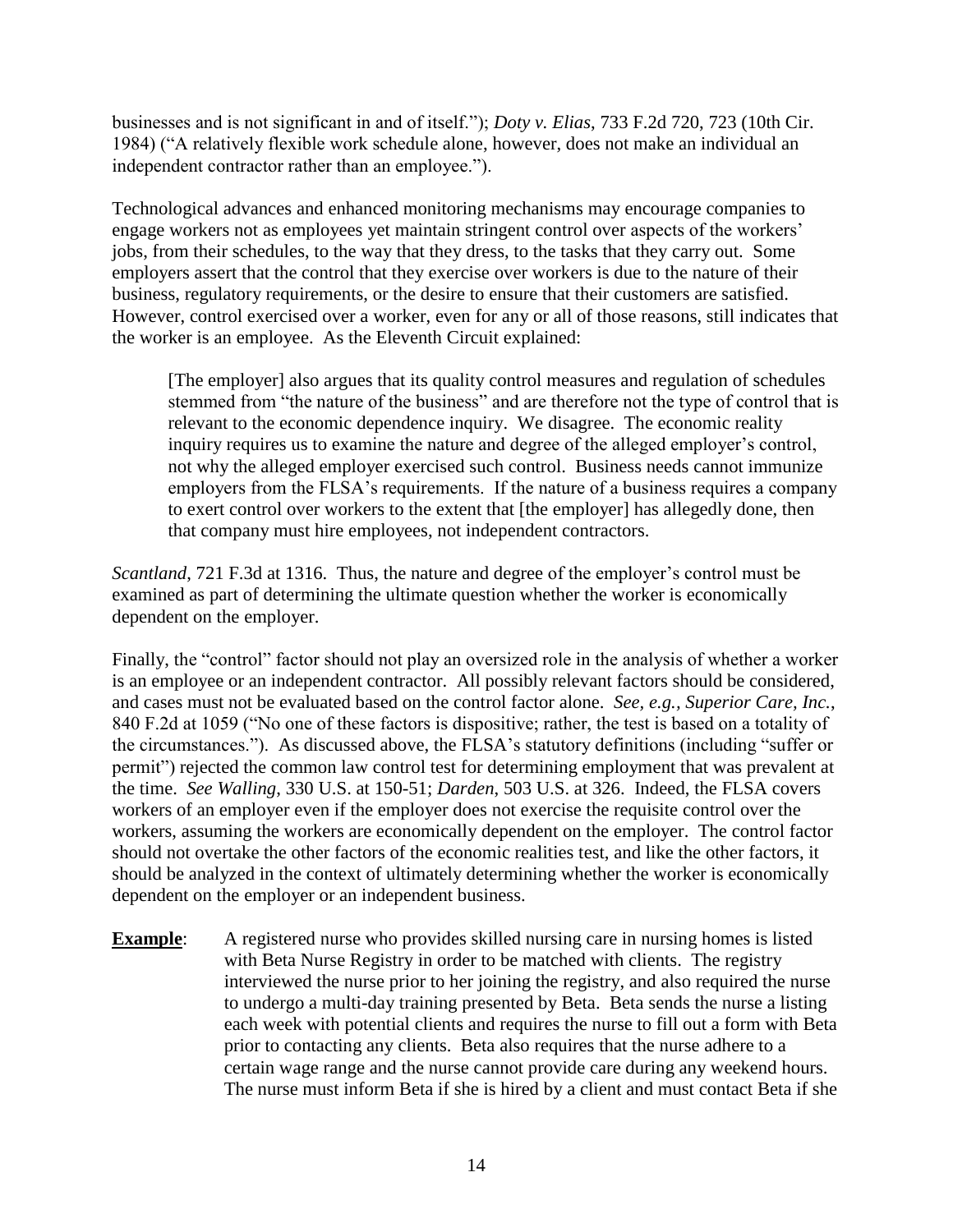businesses and is not significant in and of itself."); *Doty v. Elias*, 733 F.2d 720, 723 (10th Cir. 1984) ("A relatively flexible work schedule alone, however, does not make an individual an independent contractor rather than an employee.").

Technological advances and enhanced monitoring mechanisms may encourage companies to engage workers not as employees yet maintain stringent control over aspects of the workers' jobs, from their schedules, to the way that they dress, to the tasks that they carry out. Some employers assert that the control that they exercise over workers is due to the nature of their business, regulatory requirements, or the desire to ensure that their customers are satisfied. However, control exercised over a worker, even for any or all of those reasons, still indicates that the worker is an employee. As the Eleventh Circuit explained:

> [The employer] also argues that its quality control measures and regulation of schedules stemmed from "the nature of the business" and are therefore not the type of control that is relevant to the economic dependence inquiry. We disagree. The economic reality inquiry requires us to examine the nature and degree of the alleged employer's control, not why the alleged employer exercised such control. Business needs cannot immunize employers from the FLSA's requirements. If the nature of a business requires a company to exert control over workers to the extent that [the employer] has allegedly done, then that company must hire employees, not independent contractors.

*Scantland*, 721 F.3d at 1316. Thus, the nature and degree of the employer's control must be examined as part of determining the ultimate question whether the worker is economically dependent on the employer.

Finally, the "control" factor should not play an oversized role in the analysis of whether a worker is an employee or an independent contractor. All possibly relevant factors should be considered, and cases must not be evaluated based on the control factor alone. *See, e.g.*, *Superior Care, Inc.*, 840 F.2d at 1059 ("No one of these factors is dispositive; rather, the test is based on a totality of the circumstances."). As discussed above, the FLSA's statutory definitions (including "suffer or permit") rejected the common law control test for determining employment that was prevalent at the time. *See Walling*, 330 U.S. at 150-51; *Darden*, 503 U.S. at 326. Indeed, the FLSA covers workers of an employer even if the employer does not exercise the requisite control over the workers, assuming the workers are economically dependent on the employer. The control factor should not overtake the other factors of the economic realities test, and like the other factors, it should be analyzed in the context of ultimately determining whether the worker is economically dependent on the employer or an independent business.

**Example**: A registered nurse who provides skilled nursing care in nursing homes is listed with Beta Nurse Registry in order to be matched with clients. The registry interviewed the nurse prior to her joining the registry, and also required the nurse to undergo a multi-day training presented by Beta. Beta sends the nurse a listing each week with potential clients and requires the nurse to fill out a form with Beta prior to contacting any clients. Beta also requires that the nurse adhere to a certain wage range and the nurse cannot provide care during any weekend hours. The nurse must inform Beta if she is hired by a client and must contact Beta if she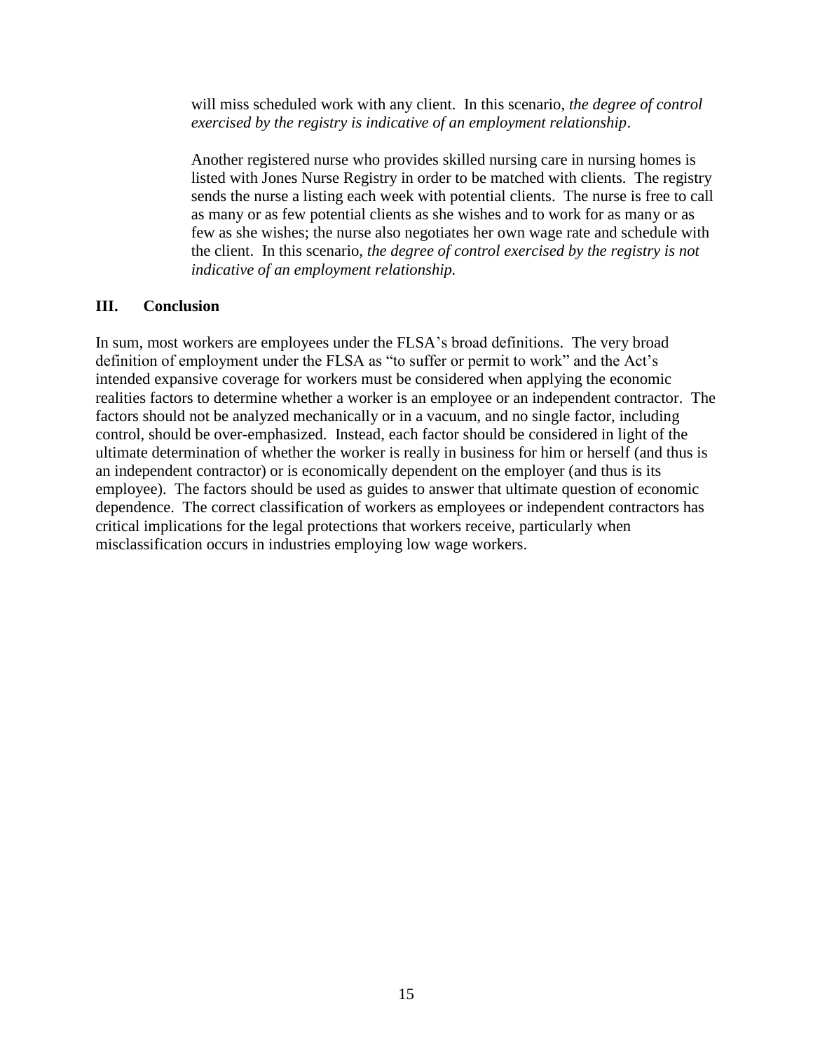will miss scheduled work with any client. In this scenario, *the degree of control exercised by the registry is indicative of an employment relationship*.

Another registered nurse who provides skilled nursing care in nursing homes is listed with Jones Nurse Registry in order to be matched with clients. The registry sends the nurse a listing each week with potential clients. The nurse is free to call as many or as few potential clients as she wishes and to work for as many or as few as she wishes; the nurse also negotiates her own wage rate and schedule with the client. In this scenario, *the degree of control exercised by the registry is not indicative of an employment relationship.*

## III. Conclusion

In sum, most workers are employees under the FLSA's broad definitions. The very broad definition of employment under the FLSA as "to suffer or permit to work" and the Act's intended expansive coverage for workers must be considered when applying the economic realities factors to determine whether a worker is an employee or an independent contractor. The factors should not be analyzed mechanically or in a vacuum, and no single factor, including control, should be over-emphasized. Instead, each factor should be considered in light of the ultimate determination of whether the worker is really in business for him or herself (and thus is an independent contractor) or is economically dependent on the employer (and thus is its employee). The factors should be used as guides to answer that ultimate question of economic dependence. The correct classification of workers as employees or independent contractors has critical implications for the legal protections that workers receive, particularly when misclassification occurs in industries employing low wage workers.